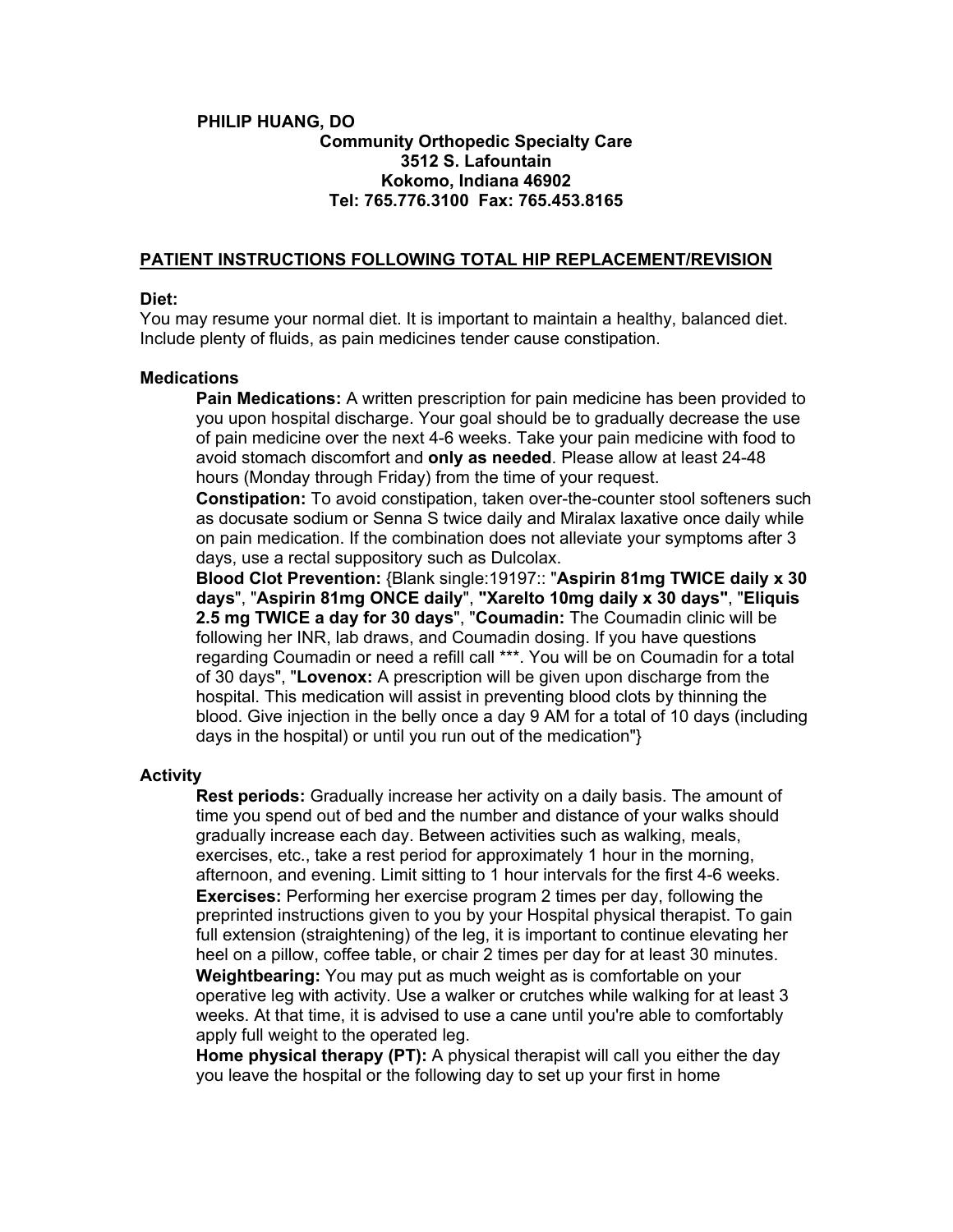**PHILIP HUANG, DO**

**Community Orthopedic Specialty Care**
**3512 S. Lafountain**
**Kokomo, Indiana 46902**
**Tel: 765.776.3100 Fax: 765.453.8165**

## PATIENT INSTRUCTIONS FOLLOWING TOTAL HIP REPLACEMENT/REVISION

### Diet:

You may resume your normal diet. It is important to maintain a healthy, balanced diet. Include plenty of fluids, as pain medicines tender cause constipation.

### Medications

**Pain Medications:** A written prescription for pain medicine has been provided to you upon hospital discharge. Your goal should be to gradually decrease the use of pain medicine over the next 4-6 weeks. Take your pain medicine with food to avoid stomach discomfort and **only as needed**. Please allow at least 24-48 hours (Monday through Friday) from the time of your request.

**Constipation:** To avoid constipation, taken over-the-counter stool softeners such as docusate sodium or Senna S twice daily and Miralax laxative once daily while on pain medication. If the combination does not alleviate your symptoms after 3 days, use a rectal suppository such as Dulcolax.

**Blood Clot Prevention:** {Blank single:19197:: "**Aspirin 81mg TWICE daily x 30 days**", "**Aspirin 81mg ONCE daily**", **"Xarelto 10mg daily x 30 days"**, "**Eliquis 2.5 mg TWICE a day for 30 days**", "**Coumadin:** The Coumadin clinic will be following her INR, lab draws, and Coumadin dosing. If you have questions regarding Coumadin or need a refill call ***. You will be on Coumadin for a total of 30 days", "**Lovenox:** A prescription will be given upon discharge from the hospital. This medication will assist in preventing blood clots by thinning the blood. Give injection in the belly once a day 9 AM for a total of 10 days (including days in the hospital) or until you run out of the medication"}

### Activity

**Rest periods:** Gradually increase her activity on a daily basis. The amount of time you spend out of bed and the number and distance of your walks should gradually increase each day. Between activities such as walking, meals, exercises, etc., take a rest period for approximately 1 hour in the morning, afternoon, and evening. Limit sitting to 1 hour intervals for the first 4-6 weeks.

**Exercises:** Performing her exercise program 2 times per day, following the preprinted instructions given to you by your Hospital physical therapist. To gain full extension (straightening) of the leg, it is important to continue elevating her heel on a pillow, coffee table, or chair 2 times per day for at least 30 minutes.

**Weightbearing:** You may put as much weight as is comfortable on your operative leg with activity. Use a walker or crutches while walking for at least 3 weeks. At that time, it is advised to use a cane until you're able to comfortably apply full weight to the operated leg.

**Home physical therapy (PT):** A physical therapist will call you either the day you leave the hospital or the following day to set up your first in home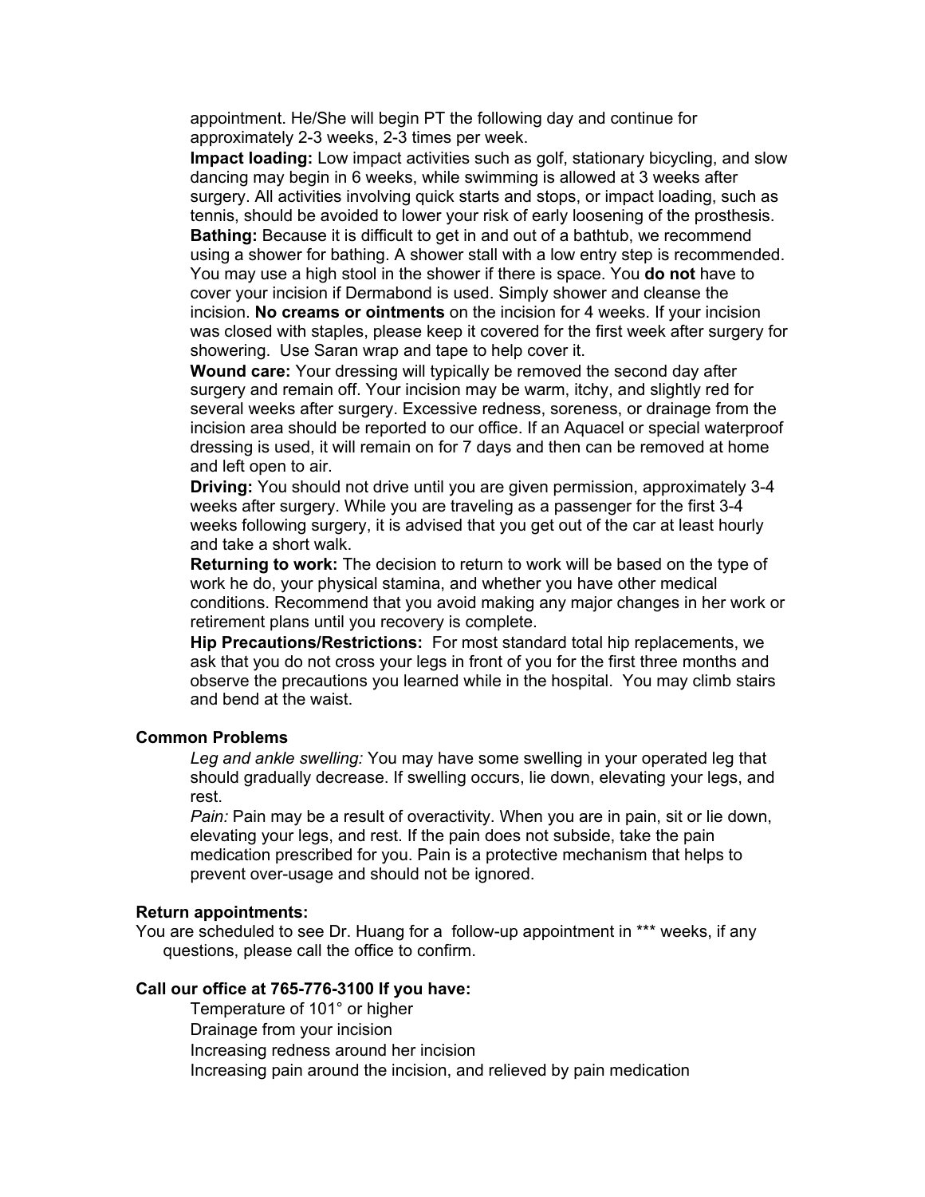appointment. He/She will begin PT the following day and continue for approximately 2-3 weeks, 2-3 times per week.

**Impact loading:** Low impact activities such as golf, stationary bicycling, and slow dancing may begin in 6 weeks, while swimming is allowed at 3 weeks after surgery. All activities involving quick starts and stops, or impact loading, such as tennis, should be avoided to lower your risk of early loosening of the prosthesis.

**Bathing:** Because it is difficult to get in and out of a bathtub, we recommend using a shower for bathing. A shower stall with a low entry step is recommended. You may use a high stool in the shower if there is space. You **do not** have to cover your incision if Dermabond is used. Simply shower and cleanse the incision. **No creams or ointments** on the incision for 4 weeks. If your incision was closed with staples, please keep it covered for the first week after surgery for showering. Use Saran wrap and tape to help cover it.

**Wound care:** Your dressing will typically be removed the second day after surgery and remain off. Your incision may be warm, itchy, and slightly red for several weeks after surgery. Excessive redness, soreness, or drainage from the incision area should be reported to our office. If an Aquacel or special waterproof dressing is used, it will remain on for 7 days and then can be removed at home and left open to air.

**Driving:** You should not drive until you are given permission, approximately 3-4 weeks after surgery. While you are traveling as a passenger for the first 3-4 weeks following surgery, it is advised that you get out of the car at least hourly and take a short walk.

**Returning to work:** The decision to return to work will be based on the type of work he do, your physical stamina, and whether you have other medical conditions. Recommend that you avoid making any major changes in her work or retirement plans until you recovery is complete.

**Hip Precautions/Restrictions:** For most standard total hip replacements, we ask that you do not cross your legs in front of you for the first three months and observe the precautions you learned while in the hospital. You may climb stairs and bend at the waist.

**Common Problems**

*Leg and ankle swelling:* You may have some swelling in your operated leg that should gradually decrease. If swelling occurs, lie down, elevating your legs, and rest.

*Pain:* Pain may be a result of overactivity. When you are in pain, sit or lie down, elevating your legs, and rest. If the pain does not subside, take the pain medication prescribed for you. Pain is a protective mechanism that helps to prevent over-usage and should not be ignored.

**Return appointments:**

You are scheduled to see Dr. Huang for a follow-up appointment in *** weeks, if any questions, please call the office to confirm.

**Call our office at 765-776-3100 If you have:**

Temperature of 101° or higher
Drainage from your incision
Increasing redness around her incision
Increasing pain around the incision, and relieved by pain medication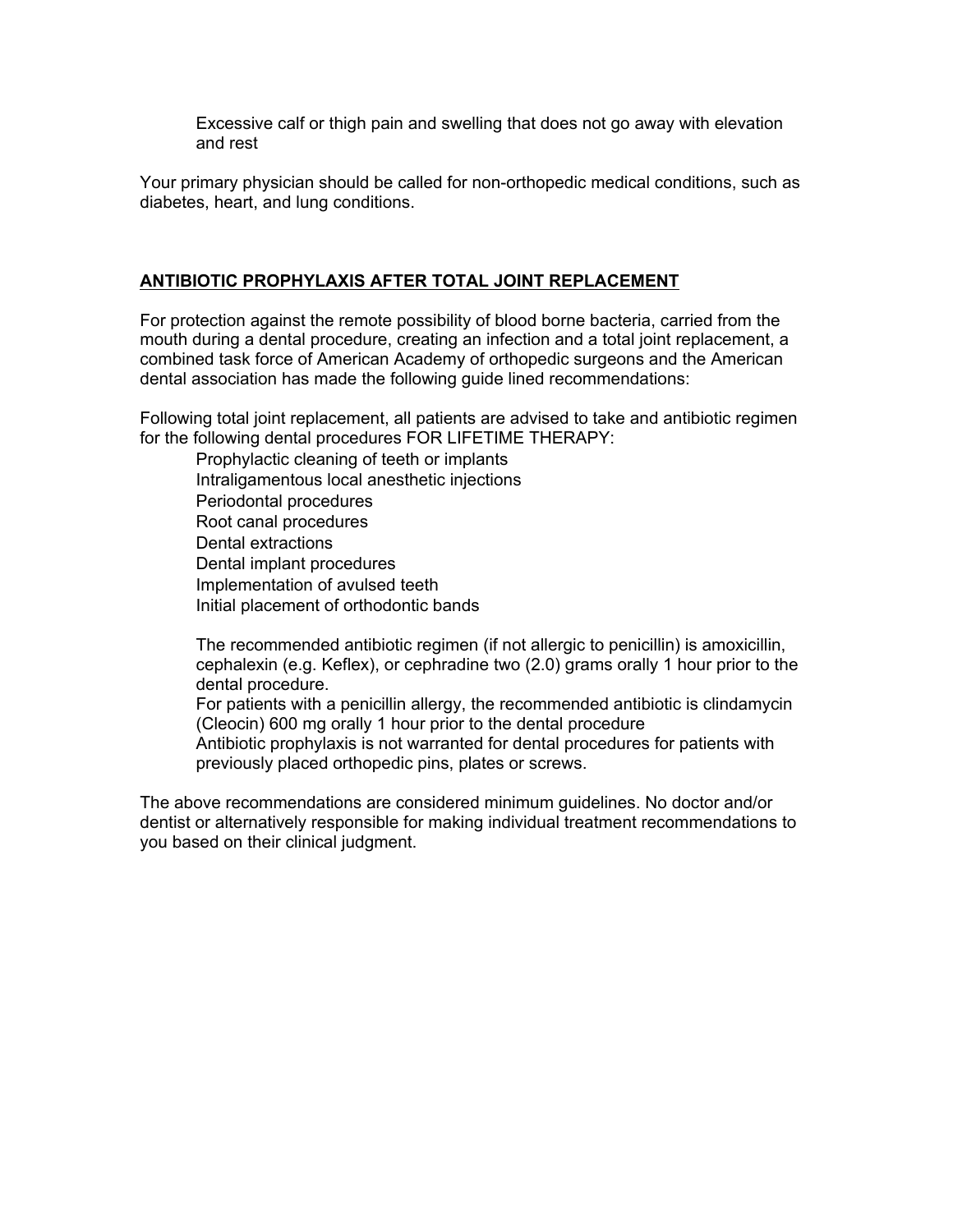Excessive calf or thigh pain and swelling that does not go away with elevation and rest

Your primary physician should be called for non-orthopedic medical conditions, such as diabetes, heart, and lung conditions.

## ANTIBIOTIC PROPHYLAXIS AFTER TOTAL JOINT REPLACEMENT

For protection against the remote possibility of blood borne bacteria, carried from the mouth during a dental procedure, creating an infection and a total joint replacement, a combined task force of American Academy of orthopedic surgeons and the American dental association has made the following guide lined recommendations:

Following total joint replacement, all patients are advised to take and antibiotic regimen for the following dental procedures FOR LIFETIME THERAPY:

- Prophylactic cleaning of teeth or implants
- Intraligamentous local anesthetic injections
- Periodontal procedures
- Root canal procedures
- Dental extractions
- Dental implant procedures
- Implementation of avulsed teeth
- Initial placement of orthodontic bands

The recommended antibiotic regimen (if not allergic to penicillin) is amoxicillin, cephalexin (e.g. Keflex), or cephradine two (2.0) grams orally 1 hour prior to the dental procedure.

For patients with a penicillin allergy, the recommended antibiotic is clindamycin (Cleocin) 600 mg orally 1 hour prior to the dental procedure

Antibiotic prophylaxis is not warranted for dental procedures for patients with previously placed orthopedic pins, plates or screws.

The above recommendations are considered minimum guidelines. No doctor and/or dentist or alternatively responsible for making individual treatment recommendations to you based on their clinical judgment.